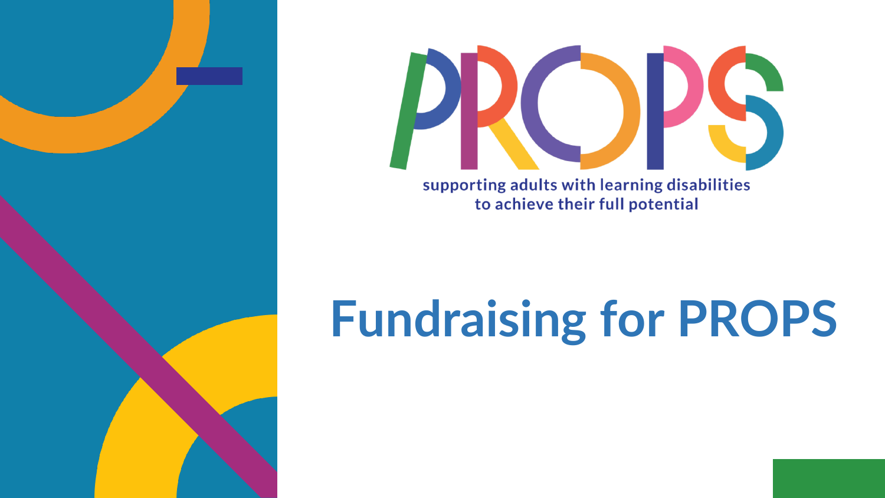# PROPS

supporting adults with learning disabilities
to achieve their full potential

# Fundraising for PROPS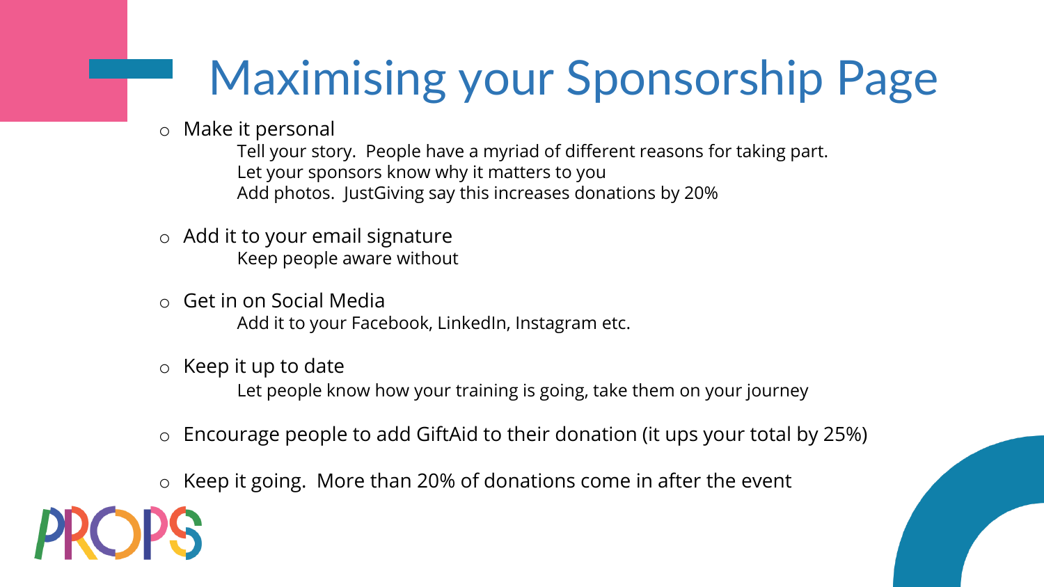# Maximising your Sponsorship Page

- Make it personal

  Tell your story. People have a myriad of different reasons for taking part.
  Let your sponsors know why it matters to you
  Add photos. JustGiving say this increases donations by 20%

- Add it to your email signature

  Keep people aware without

- Get in on Social Media

  Add it to your Facebook, LinkedIn, Instagram etc.

- Keep it up to date

  Let people know how your training is going, take them on your journey

- Encourage people to add GiftAid to their donation (it ups your total by 25%)

- Keep it going. More than 20% of donations come in after the event

PROPS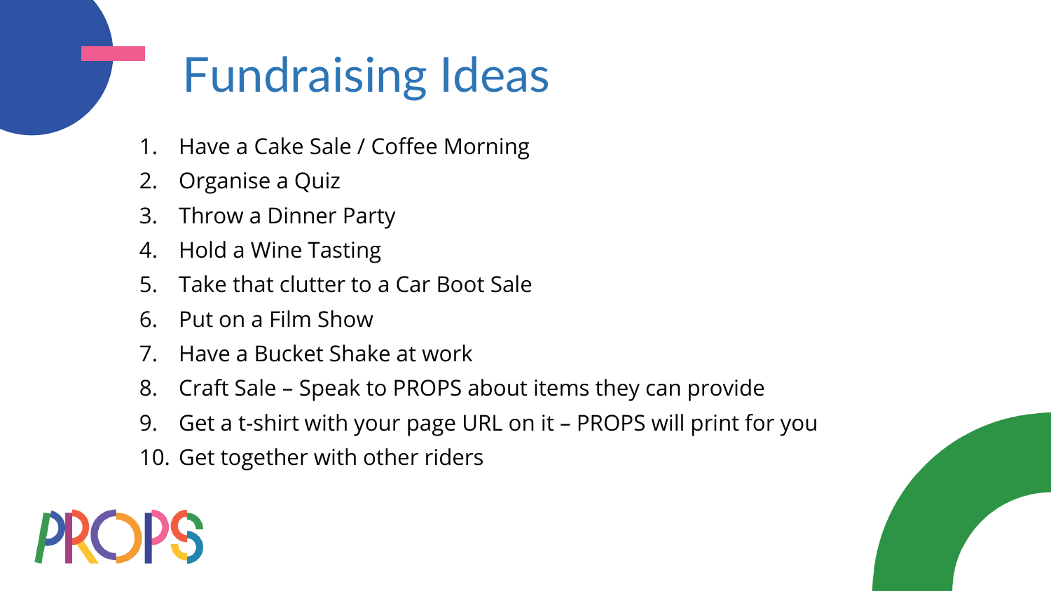# Fundraising Ideas

1. Have a Cake Sale / Coffee Morning
2. Organise a Quiz
3. Throw a Dinner Party
4. Hold a Wine Tasting
5. Take that clutter to a Car Boot Sale
6. Put on a Film Show
7. Have a Bucket Shake at work
8. Craft Sale – Speak to PROPS about items they can provide
9. Get a t-shirt with your page URL on it – PROPS will print for you
10. Get together with other riders

PROPS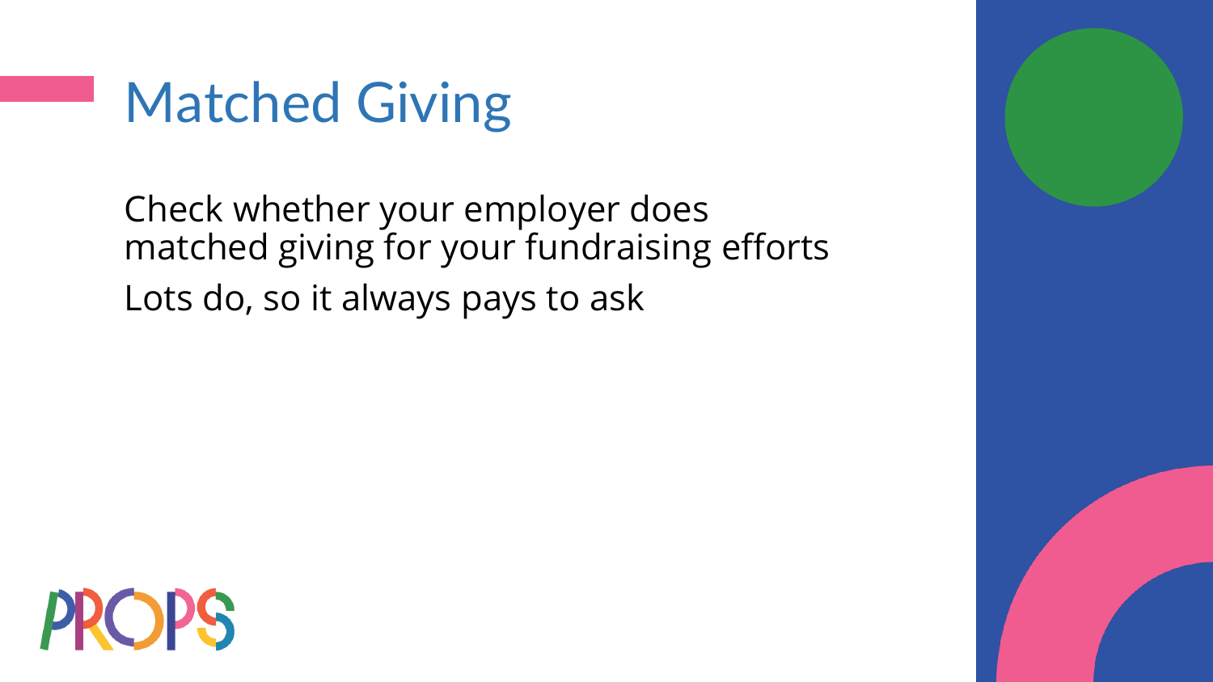# Matched Giving

Check whether your employer does matched giving for your fundraising efforts

Lots do, so it always pays to ask

PROPS